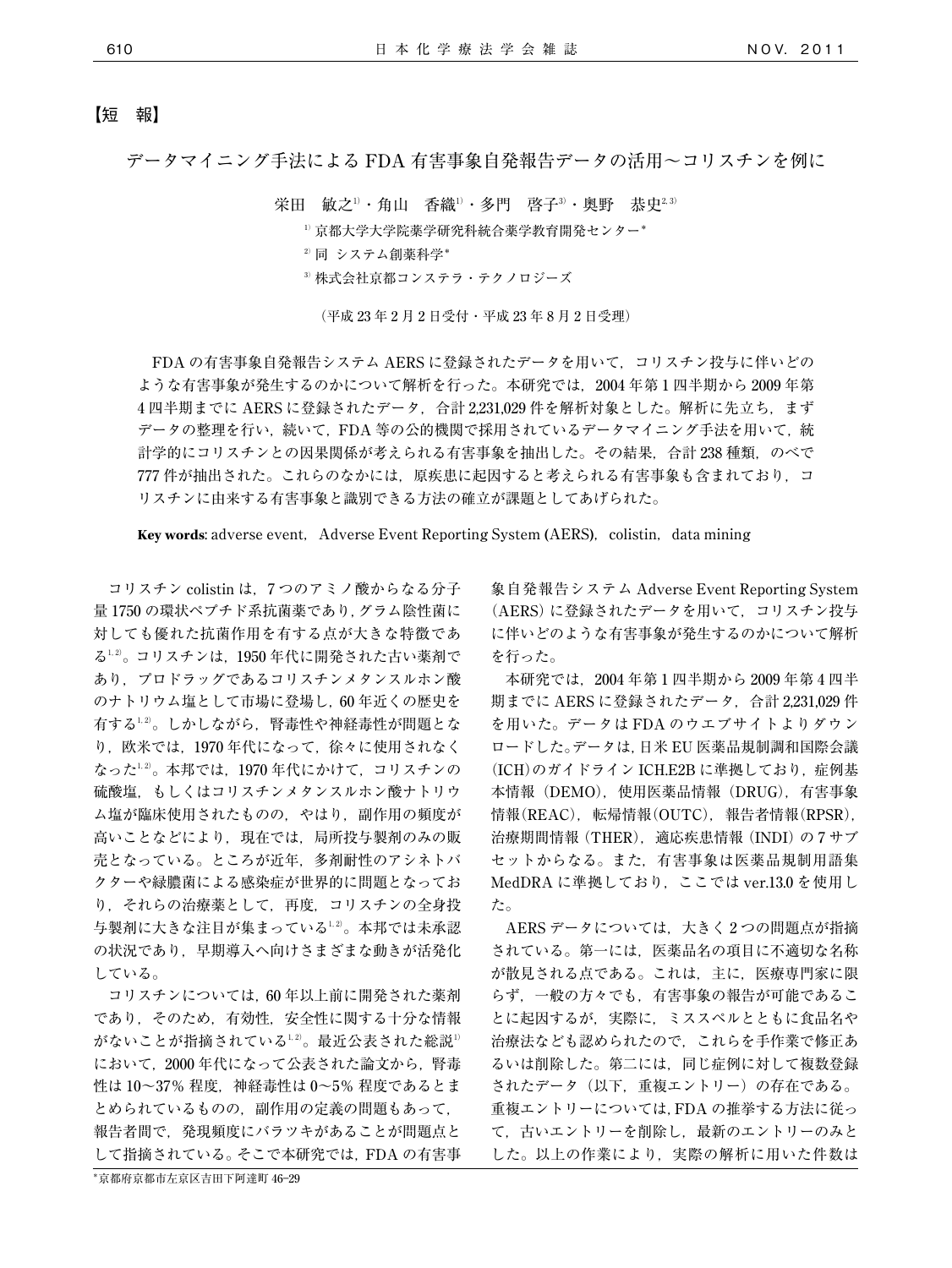【短　報】

# データマイニング手法によるFDA有害事象自発報告データの活用〜コリスチンを例に

栄田　敏之[1]・角山　香織[1]・多門　啓子[3]・奥野　恭史[2,3]

[1] 京都大学大学院薬学研究科統合薬学教育開発センター*

[2] 同　システム創薬科学*

[3] 株式会社京都コンステラ・テクノロジーズ

（平成23年2月2日受付・平成23年8月2日受理）

FDAの有害事象自発報告システムAERSに登録されたデータを用いて，コリスチン投与に伴いどのような有害事象が発生するのかについて解析を行った。本研究では，2004年第1四半期から2009年第4四半期までにAERSに登録されたデータ，合計2,231,029件を解析対象とした。解析に先立ち，まずデータの整理を行い，続いて，FDA等の公的機関で採用されているデータマイニング手法を用いて，統計学的にコリスチンとの因果関係が考えられる有害事象を抽出した。その結果，合計238種類，のべで777件が抽出された。これらのなかには，原疾患に起因すると考えられる有害事象も含まれており，コリスチンに由来する有害事象と識別できる方法の確立が課題としてあげられた。

**Key words**: adverse event, Adverse Event Reporting System (AERS), colistin, data mining

コリスチン colistin は，7つのアミノ酸からなる分子量1750の環状ペプチド系抗菌薬であり，グラム陰性菌に対しても優れた抗菌作用を有する点が大きな特徴である[1,2]。コリスチンは，1950年代に開発された古い薬剤であり，プロドラッグであるコリスチンメタンスルホン酸のナトリウム塩として市場に登場し，60年近くの歴史を有する[1,2]。しかしながら，腎毒性や神経毒性が問題となり，欧米では，1970年代になって，徐々に使用されなくなった[1,2]。本邦では，1970年代にかけて，コリスチンの硫酸塩，もしくはコリスチンメタンスルホン酸ナトリウム塩が臨床使用されたものの，やはり，副作用の頻度が高いことなどにより，現在では，局所投与製剤のみの販売となっている。ところが近年，多剤耐性のアシネトバクターや緑膿菌による感染症が世界的に問題となっており，それらの治療薬として，再度，コリスチンの全身投与製剤に大きな注目が集まっている[1,2]。本邦では未承認の状況であり，早期導入へ向けさまざまな動きが活発化している。

コリスチンについては，60年以上前に開発された薬剤であり，そのため，有効性，安全性に関する十分な情報がないことが指摘されている[1,2]。最近公表された総説[1]において，2000年代になって公表された論文から，腎毒性は10〜37% 程度，神経毒性は0〜5% 程度であるとまとめられているものの，副作用の定義の問題もあって，報告者間で，発現頻度にバラツキがあることが問題点として指摘されている。そこで本研究では，FDAの有害事象自発報告システム Adverse Event Reporting System（AERS）に登録されたデータを用いて，コリスチン投与に伴いどのような有害事象が発生するのかについて解析を行った。

本研究では，2004年第1四半期から2009年第4四半期までにAERSに登録されたデータ，合計2,231,029件を用いた。データはFDAのウエブサイトよりダウンロードした。データは，日米EU医薬品規制調和国際会議（ICH）のガイドラインICH.E2Bに準拠しており，症例基本情報（DEMO），使用医薬品情報（DRUG），有害事象情報（REAC），転帰情報（OUTC），報告者情報（RPSR），治療期間情報（THER），適応疾患情報（INDI）の7サブセットからなる。また，有害事象は医薬品規制用語集MedDRAに準拠しており，ここではver.13.0を使用した。

AERSデータについては，大きく2つの問題点が指摘されている。第一には，医薬品名の項目に不適切な名称が散見される点である。これは，主に，医療専門家に限らず，一般の方々でも，有害事象の報告が可能であることに起因するが，実際に，ミススペルとともに食品名や治療法なども認められたので，これらを手作業で修正あるいは削除した。第二には，同じ症例に対して複数登録されたデータ（以下，重複エントリー）の存在である。重複エントリーについては，FDAの推挙する方法に従って，古いエントリーを削除し，最新のエントリーのみとした。以上の作業により，実際の解析に用いた件数は

*京都府京都市左京区吉田下阿達町46-29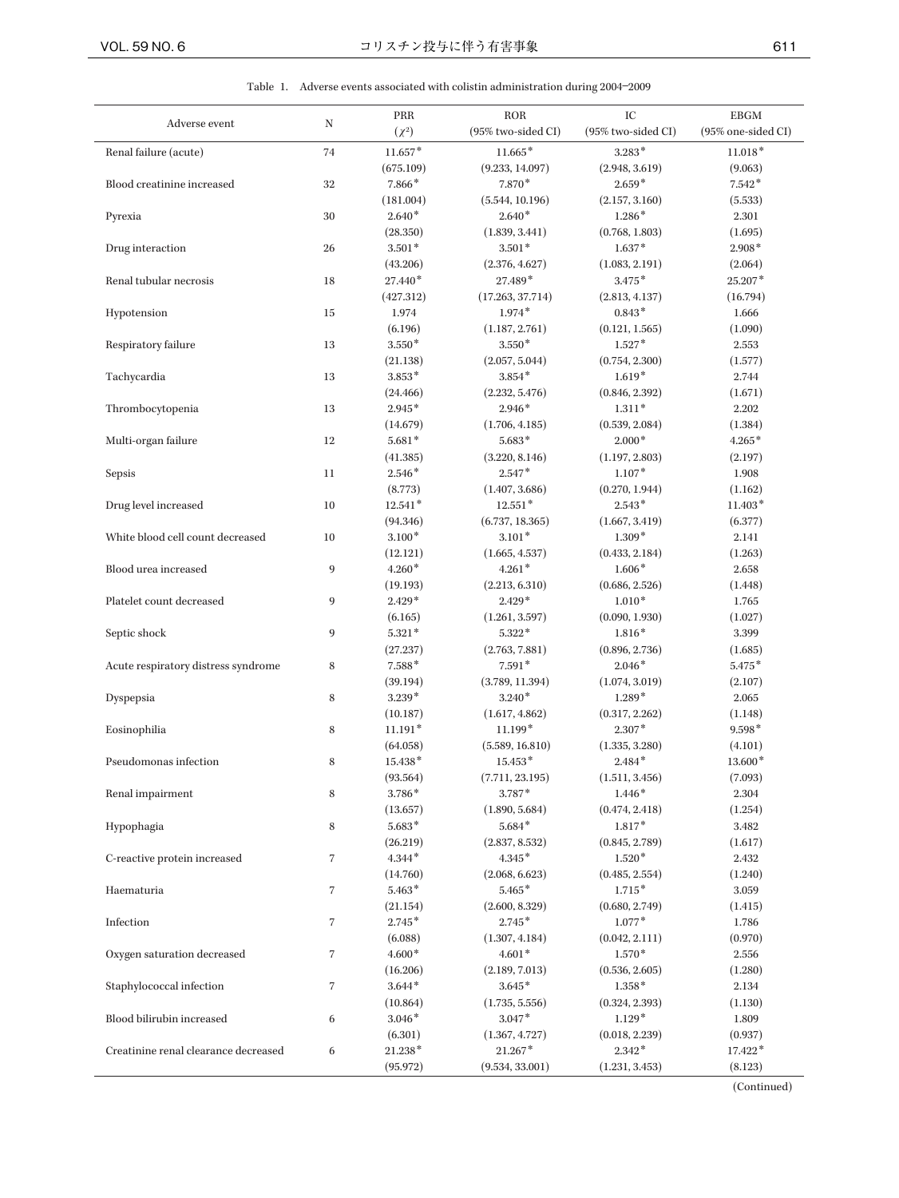Table 1. Adverse events associated with colistin administration during 2004–2009

| Adverse event | N | PRR ($\chi^2$) | ROR (95% two-sided CI) | IC (95% two-sided CI) | EBGM (95% one-sided CI) |
|---|---|---|---|---|---|
| Renal failure (acute) | 74 | 11.657* (675.109) | 11.665* (9.233, 14.097) | 3.283* (2.948, 3.619) | 11.018* (9.063) |
| Blood creatinine increased | 32 | 7.866* (181.004) | 7.870* (5.544, 10.196) | 2.659* (2.157, 3.160) | 7.542* (5.533) |
| Pyrexia | 30 | 2.640* (28.350) | 2.640* (1.839, 3.441) | 1.286* (0.768, 1.803) | 2.301 (1.695) |
| Drug interaction | 26 | 3.501* (43.206) | 3.501* (2.376, 4.627) | 1.637* (1.083, 2.191) | 2.908* (2.064) |
| Renal tubular necrosis | 18 | 27.440* (427.312) | 27.489* (17.263, 37.714) | 3.475* (2.813, 4.137) | 25.207* (16.794) |
| Hypotension | 15 | 1.974 (6.196) | 1.974* (1.187, 2.761) | 0.843* (0.121, 1.565) | 1.666 (1.090) |
| Respiratory failure | 13 | 3.550* (21.138) | 3.550* (2.057, 5.044) | 1.527* (0.754, 2.300) | 2.553 (1.577) |
| Tachycardia | 13 | 3.853* (24.466) | 3.854* (2.232, 5.476) | 1.619* (0.846, 2.392) | 2.744 (1.671) |
| Thrombocytopenia | 13 | 2.945* (14.679) | 2.946* (1.706, 4.185) | 1.311* (0.539, 2.084) | 2.202 (1.384) |
| Multi-organ failure | 12 | 5.681* (41.385) | 5.683* (3.220, 8.146) | 2.000* (1.197, 2.803) | 4.265* (2.197) |
| Sepsis | 11 | 2.546* (8.773) | 2.547* (1.407, 3.686) | 1.107* (0.270, 1.944) | 1.908 (1.162) |
| Drug level increased | 10 | 12.541* (94.346) | 12.551* (6.737, 18.365) | 2.543* (1.667, 3.419) | 11.403* (6.377) |
| White blood cell count decreased | 10 | 3.100* (12.121) | 3.101* (1.665, 4.537) | 1.309* (0.433, 2.184) | 2.141 (1.263) |
| Blood urea increased | 9 | 4.260* (19.193) | 4.261* (2.213, 6.310) | 1.606* (0.686, 2.526) | 2.658 (1.448) |
| Platelet count decreased | 9 | 2.429* (6.165) | 2.429* (1.261, 3.597) | 1.010* (0.090, 1.930) | 1.765 (1.027) |
| Septic shock | 9 | 5.321* (27.237) | 5.322* (2.763, 7.881) | 1.816* (0.896, 2.736) | 3.399 (1.685) |
| Acute respiratory distress syndrome | 8 | 7.588* (39.194) | 7.591* (3.789, 11.394) | 2.046* (1.074, 3.019) | 5.475* (2.107) |
| Dyspepsia | 8 | 3.239* (10.187) | 3.240* (1.617, 4.862) | 1.289* (0.317, 2.262) | 2.065 (1.148) |
| Eosinophilia | 8 | 11.191* (64.058) | 11.199* (5.589, 16.810) | 2.307* (1.335, 3.280) | 9.598* (4.101) |
| Pseudomonas infection | 8 | 15.438* (93.564) | 15.453* (7.711, 23.195) | 2.484* (1.511, 3.456) | 13.600* (7.093) |
| Renal impairment | 8 | 3.786* (13.657) | 3.787* (1.890, 5.684) | 1.446* (0.474, 2.418) | 2.304 (1.254) |
| Hypophagia | 8 | 5.683* (26.219) | 5.684* (2.837, 8.532) | 1.817* (0.845, 2.789) | 3.482 (1.617) |
| C-reactive protein increased | 7 | 4.344* (14.760) | 4.345* (2.068, 6.623) | 1.520* (0.485, 2.554) | 2.432 (1.240) |
| Haematuria | 7 | 5.463* (21.154) | 5.465* (2.600, 8.329) | 1.715* (0.680, 2.749) | 3.059 (1.415) |
| Infection | 7 | 2.745* (6.088) | 2.745* (1.307, 4.184) | 1.077* (0.042, 2.111) | 1.786 (0.970) |
| Oxygen saturation decreased | 7 | 4.600* (16.206) | 4.601* (2.189, 7.013) | 1.570* (0.536, 2.605) | 2.556 (1.280) |
| Staphylococcal infection | 7 | 3.644* (10.864) | 3.645* (1.735, 5.556) | 1.358* (0.324, 2.393) | 2.134 (1.130) |
| Blood bilirubin increased | 6 | 3.046* (6.301) | 3.047* (1.367, 4.727) | 1.129* (0.018, 2.239) | 1.809 (0.937) |
| Creatinine renal clearance decreased | 6 | 21.238* (95.972) | 21.267* (9.534, 33.001) | 2.342* (1.231, 3.453) | 17.422* (8.123) |

(Continued)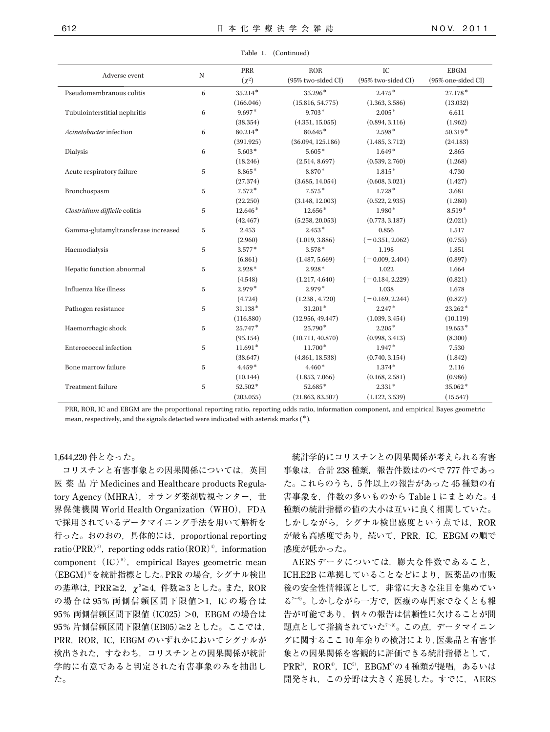Table 1. (Continued)

| Adverse event | N | PRR ($\chi^2$) | ROR (95% two-sided CI) | IC (95% two-sided CI) | EBGM (95% one-sided CI) |
|---|---|---|---|---|---|
| Pseudomembranous colitis | 6 | 35.214* (166.046) | 35.296* (15.816, 54.775) | 2.475* (1.363, 3.586) | 27.178* (13.032) |
| Tubulointerstitial nephritis | 6 | 9.697* (38.354) | 9.703* (4.351, 15.055) | 2.005* (0.894, 3.116) | 6.611 (1.962) |
| *Acinetobacter* infection | 6 | 80.214* (391.925) | 80.645* (36.094, 125.186) | 2.598* (1.485, 3.712) | 50.319* (24.183) |
| Dialysis | 6 | 5.603* (18.246) | 5.605* (2.514, 8.697) | 1.649* (0.539, 2.760) | 2.865 (1.268) |
| Acute respiratory failure | 5 | 8.865* (27.374) | 8.870* (3.685, 14.054) | 1.815* (0.608, 3.021) | 4.730 (1.427) |
| Bronchospasm | 5 | 7.572* (22.250) | 7.575* (3.148, 12.003) | 1.728* (0.522, 2.935) | 3.681 (1.280) |
| *Clostridium difficile* colitis | 5 | 12.646* (42.467) | 12.656* (5.258, 20.053) | 1.980* (0.773, 3.187) | 8.519* (2.021) |
| Gamma-glutamyltransferase increased | 5 | 2.453 (2.960) | 2.453* (1.019, 3.886) | 0.856 (−0.351, 2.062) | 1.517 (0.755) |
| Haemodialysis | 5 | 3.577* (6.861) | 3.578* (1.487, 5.669) | 1.198 (−0.009, 2.404) | 1.851 (0.897) |
| Hepatic function abnormal | 5 | 2.928* (4.548) | 2.928* (1.217, 4.640) | 1.022 (−0.184, 2.229) | 1.664 (0.821) |
| Influenza like illness | 5 | 2.979* (4.724) | 2.979* (1.238, 4.720) | 1.038 (−0.169, 2.244) | 1.678 (0.827) |
| Pathogen resistance | 5 | 31.138* (116.880) | 31.201* (12.956, 49.447) | 2.247* (1.039, 3.454) | 23.262* (10.119) |
| Haemorrhagic shock | 5 | 25.747* (95.154) | 25.790* (10.711, 40.870) | 2.205* (0.998, 3.413) | 19.653* (8.300) |
| Enterococcal infection | 5 | 11.691* (38.647) | 11.700* (4.861, 18.538) | 1.947* (0.740, 3.154) | 7.530 (1.842) |
| Bone marrow failure | 5 | 4.459* (10.144) | 4.460* (1.853, 7.066) | 1.374* (0.168, 2.581) | 2.116 (0.986) |
| Treatment failure | 5 | 52.502* (203.055) | 52.685* (21.863, 83.507) | 2.331* (1.122, 3.539) | 35.062* (15.547) |

PRR, ROR, IC and EBGM are the proportional reporting ratio, reporting odds ratio, information component, and empirical Bayes geometric mean, respectively, and the signals detected were indicated with asterisk marks (*).

1,644,220件となった。

コリスチンと有害事象との因果関係については，英国医薬品庁 Medicines and Healthcare products Regulatory Agency（MHRA），オランダ薬剤監視センター，世界保健機関 World Health Organization（WHO），FDAで採用されているデータマイニング手法を用いて解析を行った。おのおの，具体的には，proportional reporting ratio（PRR）[3]，reporting odds ratio（ROR）[4]，information component（IC）[5]，empirical Bayes geometric mean（EBGM）[6]を統計指標とした。PRRの場合，シグナル検出の基準は，PRR≧2，$\chi^2$≧4，件数≧3とした。また，RORの場合は95％両側信頼区間下限値>1，ICの場合は95％両側信頼区間下限値（IC025）>0，EBGMの場合は95％片側信頼区間下限値（EB05）≧2とした。ここでは，PRR，ROR，IC，EBGMのいずれかにおいてシグナルが検出された，すなわち，コリスチンとの因果関係が統計学的に有意であると判定された有害事象のみを抽出した。

統計学的にコリスチンとの因果関係が考えられる有害事象は，合計238種類，報告件数はのべで777件であった。これらのうち，5件以上の報告があった45種類の有害事象を，件数の多いものからTable 1にまとめた。4種類の統計指標の値の大小は互いに良く相関していた。しかしながら，シグナル検出感度という点では，RORが最も高感度であり，続いて，PRR，IC，EBGMの順で感度が低かった。

AERSデータについては，膨大な件数であること，ICH.E2Bに準拠していることなどにより，医薬品の市販後の安全性情報源として，非常に大きな注目を集めている[7~9]。しかしながら一方で，医療の専門家でなくとも報告が可能であり，個々の報告は信頼性に欠けることが問題点として指摘されていた[7~9]。この点，データマイニングに関するここ10年余りの検討により，医薬品と有害事象との因果関係を客観的に評価できる統計指標として，PRR[3]，ROR[4]，IC[5]，EBGM[6]の4種類が提唱，あるいは開発され，この分野は大きく進展した。すでに，AERS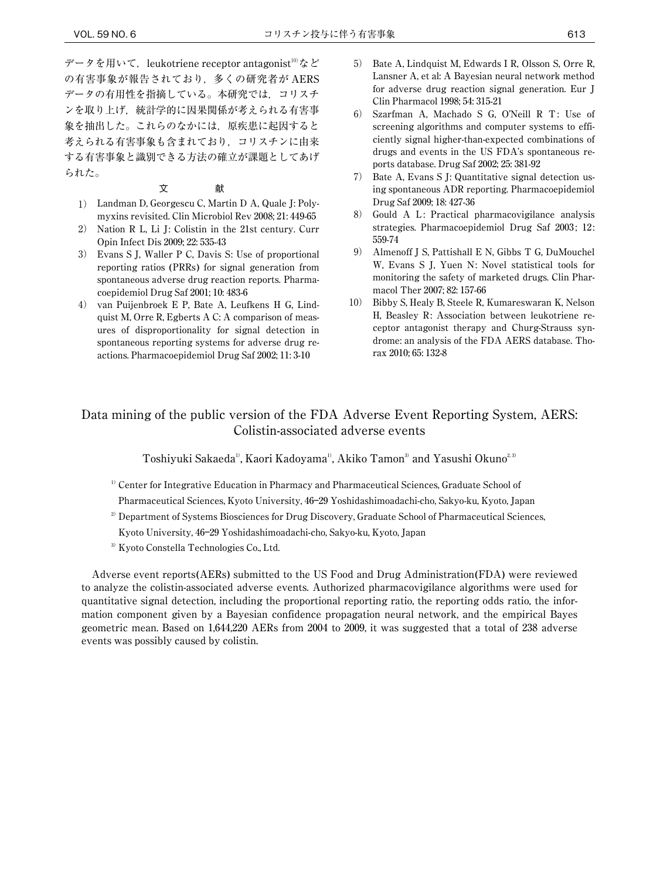データを用いて，leukotriene receptor antagonist[10]などの有害事象が報告されており，多くの研究者が AERS データの有用性を指摘している。本研究では，コリスチンを取り上げ，統計学的に因果関係が考えられる有害事象を抽出した。これらのなかには，原疾患に起因すると考えられる有害事象も含まれており，コリスチンに由来する有害事象と識別できる方法の確立が課題としてあげられた。

## 文　　献

1) Landman D, Georgescu C, Martin D A, Quale J: Polymyxins revisited. Clin Microbiol Rev 2008; 21: 449-65
2) Nation R L, Li J: Colistin in the 21st century. Curr Opin Infect Dis 2009; 22: 535-43
3) Evans S J, Waller P C, Davis S: Use of proportional reporting ratios (PRRs) for signal generation from spontaneous adverse drug reaction reports. Pharmacoepidemiol Drug Saf 2001; 10: 483-6
4) van Puijenbroek E P, Bate A, Leufkens H G, Lindquist M, Orre R, Egberts A C: A comparison of measures of disproportionality for signal detection in spontaneous reporting systems for adverse drug reactions. Pharmacoepidemiol Drug Saf 2002; 11: 3-10
5) Bate A, Lindquist M, Edwards I R, Olsson S, Orre R, Lansner A, et al: A Bayesian neural network method for adverse drug reaction signal generation. Eur J Clin Pharmacol 1998; 54: 315-21
6) Szarfman A, Machado S G, O'Neill R T: Use of screening algorithms and computer systems to efficiently signal higher-than-expected combinations of drugs and events in the US FDA's spontaneous reports database. Drug Saf 2002; 25: 381-92
7) Bate A, Evans S J: Quantitative signal detection using spontaneous ADR reporting. Pharmacoepidemiol Drug Saf 2009; 18: 427-36
8) Gould A L: Practical pharmacovigilance analysis strategies. Pharmacoepidemiol Drug Saf 2003; 12: 559-74
9) Almenoff J S, Pattishall E N, Gibbs T G, DuMouchel W, Evans S J, Yuen N: Novel statistical tools for monitoring the safety of marketed drugs. Clin Pharmacol Ther 2007; 82: 157-66
10) Bibby S, Healy B, Steele R, Kumareswaran K, Nelson H, Beasley R: Association between leukotriene receptor antagonist therapy and Churg-Strauss syndrome: an analysis of the FDA AERS database. Thorax 2010; 65: 132-8

# Data mining of the public version of the FDA Adverse Event Reporting System, AERS: Colistin-associated adverse events

Toshiyuki Sakaeda[1], Kaori Kadoyama[1], Akiko Tamon[3] and Yasushi Okuno[2,3]

[1] Center for Integrative Education in Pharmacy and Pharmaceutical Sciences, Graduate School of Pharmaceutical Sciences, Kyoto University, 46–29 Yoshidashimoadachi-cho, Sakyo-ku, Kyoto, Japan

[2] Department of Systems Biosciences for Drug Discovery, Graduate School of Pharmaceutical Sciences, Kyoto University, 46–29 Yoshidashimoadachi-cho, Sakyo-ku, Kyoto, Japan

[3] Kyoto Constella Technologies Co., Ltd.

Adverse event reports (AERs) submitted to the US Food and Drug Administration (FDA) were reviewed to analyze the colistin-associated adverse events. Authorized pharmacovigilance algorithms were used for quantitative signal detection, including the proportional reporting ratio, the reporting odds ratio, the information component given by a Bayesian confidence propagation neural network, and the empirical Bayes geometric mean. Based on 1,644,220 AERs from 2004 to 2009, it was suggested that a total of 238 adverse events was possibly caused by colistin.